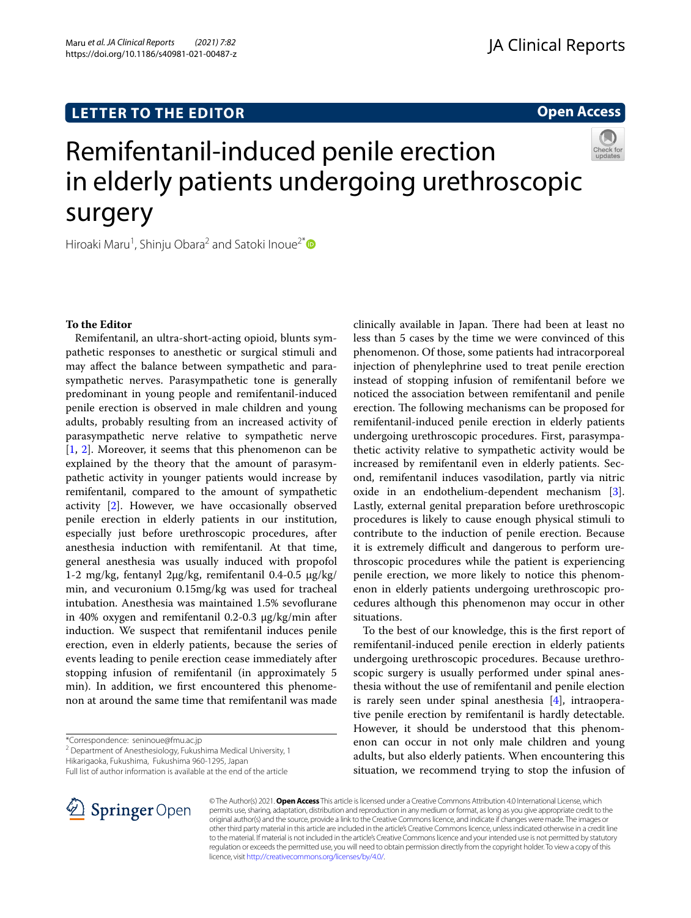**LETTER TO THE EDITOR**

**Open Access**

# Remifentanil-induced penile erection in elderly patients undergoing urethroscopic surgery

Hiroaki Maru[1], Shinju Obara[2] and Satoki Inoue[2*]

**To the Editor**

Remifentanil, an ultra-short-acting opioid, blunts sympathetic responses to anesthetic or surgical stimuli and may affect the balance between sympathetic and parasympathetic nerves. Parasympathetic tone is generally predominant in young people and remifentanil-induced penile erection is observed in male children and young adults, probably resulting from an increased activity of parasympathetic nerve relative to sympathetic nerve [1, 2]. Moreover, it seems that this phenomenon can be explained by the theory that the amount of parasympathetic activity in younger patients would increase by remifentanil, compared to the amount of sympathetic activity [2]. However, we have occasionally observed penile erection in elderly patients in our institution, especially just before urethroscopic procedures, after anesthesia induction with remifentanil. At that time, general anesthesia was usually induced with propofol 1-2 mg/kg, fentanyl 2μg/kg, remifentanil 0.4-0.5 μg/kg/min, and vecuronium 0.15mg/kg was used for tracheal intubation. Anesthesia was maintained 1.5% sevoflurane in 40% oxygen and remifentanil 0.2-0.3 μg/kg/min after induction. We suspect that remifentanil induces penile erection, even in elderly patients, because the series of events leading to penile erection cease immediately after stopping infusion of remifentanil (in approximately 5 min). In addition, we first encountered this phenomenon at around the same time that remifentanil was made clinically available in Japan. There had been at least no less than 5 cases by the time we were convinced of this phenomenon. Of those, some patients had intracorporeal injection of phenylephrine used to treat penile erection instead of stopping infusion of remifentanil before we noticed the association between remifentanil and penile erection. The following mechanisms can be proposed for remifentanil-induced penile erection in elderly patients undergoing urethroscopic procedures. First, parasympathetic activity relative to sympathetic activity would be increased by remifentanil even in elderly patients. Second, remifentanil induces vasodilation, partly via nitric oxide in an endothelium-dependent mechanism [3]. Lastly, external genital preparation before urethroscopic procedures is likely to cause enough physical stimuli to contribute to the induction of penile erection. Because it is extremely difficult and dangerous to perform urethroscopic procedures while the patient is experiencing penile erection, we more likely to notice this phenomenon in elderly patients undergoing urethroscopic procedures although this phenomenon may occur in other situations.

To the best of our knowledge, this is the first report of remifentanil-induced penile erection in elderly patients undergoing urethroscopic procedures. Because urethroscopic surgery is usually performed under spinal anesthesia without the use of remifentanil and penile election is rarely seen under spinal anesthesia [4], intraoperative penile erection by remifentanil is hardly detectable. However, it should be understood that this phenomenon can occur in not only male children and young adults, but also elderly patients. When encountering this situation, we recommend trying to stop the infusion of

*Correspondence: seninoue@fmu.ac.jp
[2] Department of Anesthesiology, Fukushima Medical University, 1 Hikarigaoka, Fukushima, Fukushima 960-1295, Japan
Full list of author information is available at the end of the article

© The Author(s) 2021. **Open Access** This article is licensed under a Creative Commons Attribution 4.0 International License, which permits use, sharing, adaptation, distribution and reproduction in any medium or format, as long as you give appropriate credit to the original author(s) and the source, provide a link to the Creative Commons licence, and indicate if changes were made. The images or other third party material in this article are included in the article's Creative Commons licence, unless indicated otherwise in a credit line to the material. If material is not included in the article's Creative Commons licence and your intended use is not permitted by statutory regulation or exceeds the permitted use, you will need to obtain permission directly from the copyright holder. To view a copy of this licence, visit http://creativecommons.org/licenses/by/4.0/.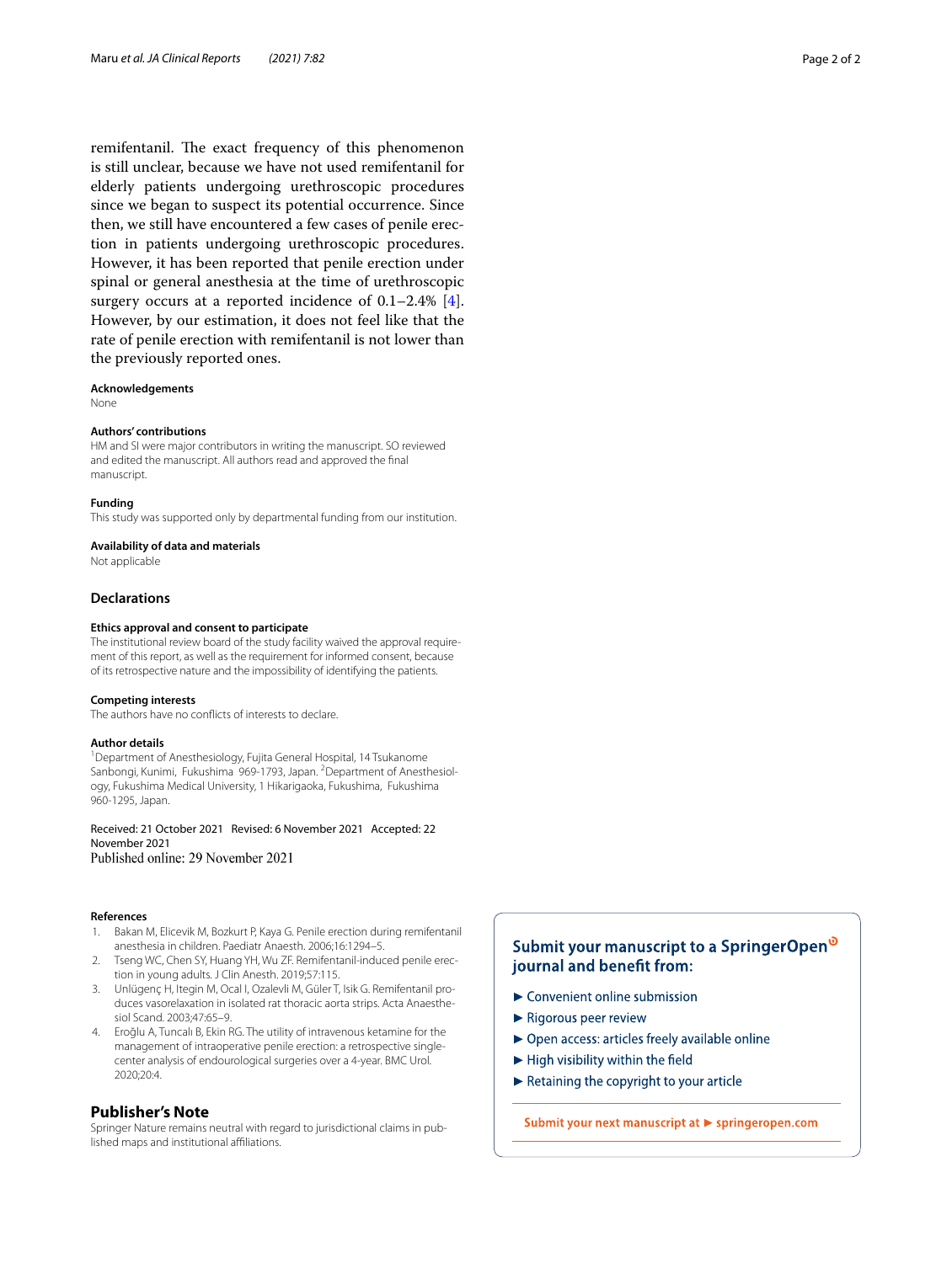remifentanil. The exact frequency of this phenomenon is still unclear, because we have not used remifentanil for elderly patients undergoing urethroscopic procedures since we began to suspect its potential occurrence. Since then, we still have encountered a few cases of penile erection in patients undergoing urethroscopic procedures. However, it has been reported that penile erection under spinal or general anesthesia at the time of urethroscopic surgery occurs at a reported incidence of 0.1–2.4% [4]. However, by our estimation, it does not feel like that the rate of penile erection with remifentanil is not lower than the previously reported ones.

#### Acknowledgements

None

#### Authors' contributions

HM and SI were major contributors in writing the manuscript. SO reviewed and edited the manuscript. All authors read and approved the final manuscript.

#### Funding

This study was supported only by departmental funding from our institution.

#### Availability of data and materials

Not applicable

## Declarations

#### Ethics approval and consent to participate

The institutional review board of the study facility waived the approval requirement of this report, as well as the requirement for informed consent, because of its retrospective nature and the impossibility of identifying the patients.

#### Competing interests

The authors have no conflicts of interests to declare.

#### Author details

[1] Department of Anesthesiology, Fujita General Hospital, 14 Tsukanome Sanbongi, Kunimi, Fukushima 969-1793, Japan. [2] Department of Anesthesiology, Fukushima Medical University, 1 Hikarigaoka, Fukushima, Fukushima 960-1295, Japan.

Received: 21 October 2021 Revised: 6 November 2021 Accepted: 22 November 2021
Published online: 29 November 2021

#### References

1. Bakan M, Elicevik M, Bozkurt P, Kaya G. Penile erection during remifentanil anesthesia in children. Paediatr Anaesth. 2006;16:1294–5.
2. Tseng WC, Chen SY, Huang YH, Wu ZF. Remifentanil-induced penile erection in young adults. J Clin Anesth. 2019;57:115.
3. Unlügenç H, Itegin M, Ocal I, Ozalevli M, Güler T, Isik G. Remifentanil produces vasorelaxation in isolated rat thoracic aorta strips. Acta Anaesthesiol Scand. 2003;47:65–9.
4. Eroğlu A, Tuncalı B, Ekin RG. The utility of intravenous ketamine for the management of intraoperative penile erection: a retrospective single-center analysis of endourological surgeries over a 4-year. BMC Urol. 2020;20:4.

## Publisher's Note

Springer Nature remains neutral with regard to jurisdictional claims in published maps and institutional affiliations.

**Submit your manuscript to a SpringerOpen journal and benefit from:**

- ► Convenient online submission
- ► Rigorous peer review
- ► Open access: articles freely available online
- ► High visibility within the field
- ► Retaining the copyright to your article

**Submit your next manuscript at ► springeropen.com**